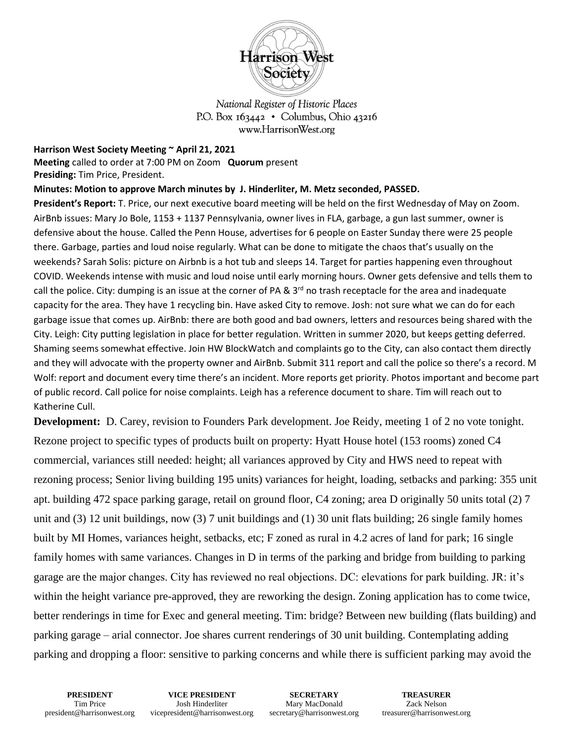Harrison West Society

*National Register of Historic Places*
P.O. Box 163442 • Columbus, Ohio 43216
www.HarrisonWest.org

**Harrison West Society Meeting ~ April 21, 2021**
**Meeting** called to order at 7:00 PM on Zoom **Quorum** present
**Presiding:** Tim Price, President.
**Minutes: Motion to approve March minutes by J. Hinderliter, M. Metz seconded, PASSED.**

**President's Report:** T. Price, our next executive board meeting will be held on the first Wednesday of May on Zoom. AirBnb issues: Mary Jo Bole, 1153 + 1137 Pennsylvania, owner lives in FLA, garbage, a gun last summer, owner is defensive about the house. Called the Penn House, advertises for 6 people on Easter Sunday there were 25 people there. Garbage, parties and loud noise regularly. What can be done to mitigate the chaos that's usually on the weekends? Sarah Solis: picture on Airbnb is a hot tub and sleeps 14. Target for parties happening even throughout COVID. Weekends intense with music and loud noise until early morning hours. Owner gets defensive and tells them to call the police. City: dumping is an issue at the corner of PA & 3rd no trash receptacle for the area and inadequate capacity for the area. They have 1 recycling bin. Have asked City to remove. Josh: not sure what we can do for each garbage issue that comes up. AirBnb: there are both good and bad owners, letters and resources being shared with the City. Leigh: City putting legislation in place for better regulation. Written in summer 2020, but keeps getting deferred. Shaming seems somewhat effective. Join HW BlockWatch and complaints go to the City, can also contact them directly and they will advocate with the property owner and AirBnb. Submit 311 report and call the police so there's a record. M Wolf: report and document every time there's an incident. More reports get priority. Photos important and become part of public record. Call police for noise complaints. Leigh has a reference document to share. Tim will reach out to Katherine Cull.

**Development:** D. Carey, revision to Founders Park development. Joe Reidy, meeting 1 of 2 no vote tonight. Rezone project to specific types of products built on property: Hyatt House hotel (153 rooms) zoned C4 commercial, variances still needed: height; all variances approved by City and HWS need to repeat with rezoning process; Senior living building 195 units) variances for height, loading, setbacks and parking: 355 unit apt. building 472 space parking garage, retail on ground floor, C4 zoning; area D originally 50 units total (2) 7 unit and (3) 12 unit buildings, now (3) 7 unit buildings and (1) 30 unit flats building; 26 single family homes built by MI Homes, variances height, setbacks, etc; F zoned as rural in 4.2 acres of land for park; 16 single family homes with same variances. Changes in D in terms of the parking and bridge from building to parking garage are the major changes. City has reviewed no real objections. DC: elevations for park building. JR: it's within the height variance pre-approved, they are reworking the design. Zoning application has to come twice, better renderings in time for Exec and general meeting. Tim: bridge? Between new building (flats building) and parking garage – arial connector. Joe shares current renderings of 30 unit building. Contemplating adding parking and dropping a floor: sensitive to parking concerns and while there is sufficient parking may avoid the

| PRESIDENT | VICE PRESIDENT | SECRETARY | TREASURER |
|---|---|---|---|
| Tim Price | Josh Hinderliter | Mary MacDonald | Zack Nelson |
| president@harrisonwest.org | vicepresident@harrisonwest.org | secretary@harrisonwest.org | treasurer@harrisonwest.org |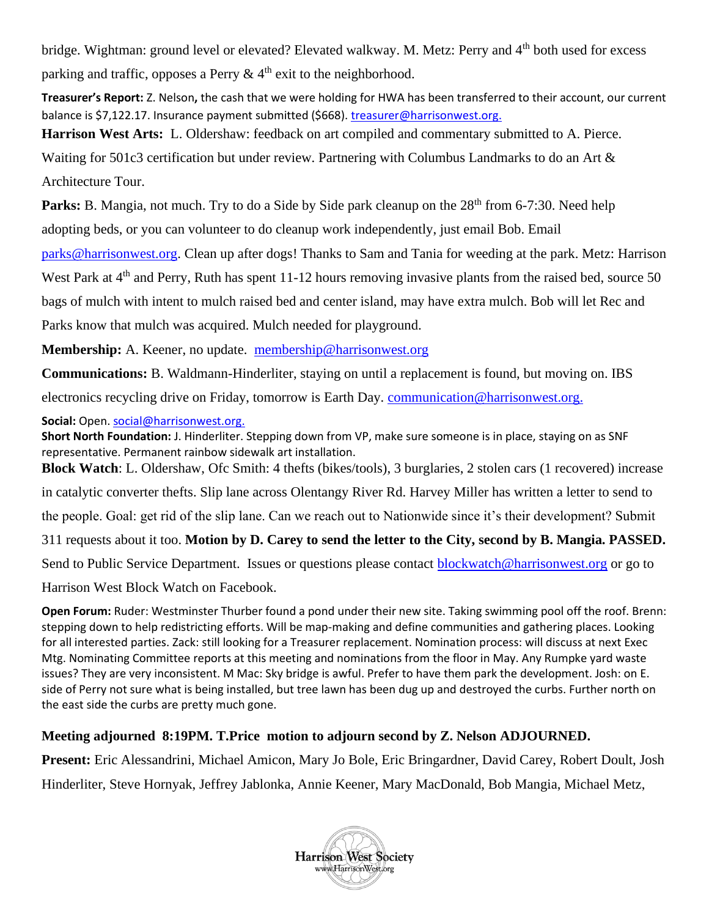bridge. Wightman: ground level or elevated? Elevated walkway. M. Metz: Perry and 4th both used for excess parking and traffic, opposes a Perry & 4th exit to the neighborhood.

**Treasurer's Report:** Z. Nelson**,** the cash that we were holding for HWA has been transferred to their account, our current balance is $7,122.17. Insurance payment submitted ($668). treasurer@harrisonwest.org.

**Harrison West Arts:** L. Oldershaw: feedback on art compiled and commentary submitted to A. Pierce. Waiting for 501c3 certification but under review. Partnering with Columbus Landmarks to do an Art & Architecture Tour.

**Parks:** B. Mangia, not much. Try to do a Side by Side park cleanup on the 28th from 6-7:30. Need help adopting beds, or you can volunteer to do cleanup work independently, just email Bob. Email parks@harrisonwest.org. Clean up after dogs! Thanks to Sam and Tania for weeding at the park. Metz: Harrison West Park at 4th and Perry, Ruth has spent 11-12 hours removing invasive plants from the raised bed, source 50 bags of mulch with intent to mulch raised bed and center island, may have extra mulch. Bob will let Rec and Parks know that mulch was acquired. Mulch needed for playground.

**Membership:** A. Keener, no update. membership@harrisonwest.org

**Communications:** B. Waldmann-Hinderliter, staying on until a replacement is found, but moving on. IBS electronics recycling drive on Friday, tomorrow is Earth Day. communication@harrisonwest.org.

**Social:** Open. social@harrisonwest.org.

**Short North Foundation:** J. Hinderliter. Stepping down from VP, make sure someone is in place, staying on as SNF representative. Permanent rainbow sidewalk art installation.

**Block Watch**: L. Oldershaw, Ofc Smith: 4 thefts (bikes/tools), 3 burglaries, 2 stolen cars (1 recovered) increase in catalytic converter thefts. Slip lane across Olentangy River Rd. Harvey Miller has written a letter to send to the people. Goal: get rid of the slip lane. Can we reach out to Nationwide since it's their development? Submit 311 requests about it too. **Motion by D. Carey to send the letter to the City, second by B. Mangia. PASSED.** Send to Public Service Department. Issues or questions please contact blockwatch@harrisonwest.org or go to Harrison West Block Watch on Facebook.

**Open Forum:** Ruder: Westminster Thurber found a pond under their new site. Taking swimming pool off the roof. Brenn: stepping down to help redistricting efforts. Will be map-making and define communities and gathering places. Looking for all interested parties. Zack: still looking for a Treasurer replacement. Nomination process: will discuss at next Exec Mtg. Nominating Committee reports at this meeting and nominations from the floor in May. Any Rumpke yard waste issues? They are very inconsistent. M Mac: Sky bridge is awful. Prefer to have them park the development. Josh: on E. side of Perry not sure what is being installed, but tree lawn has been dug up and destroyed the curbs. Further north on the east side the curbs are pretty much gone.

**Meeting adjourned 8:19PM. T.Price motion to adjourn second by Z. Nelson ADJOURNED.**

**Present:** Eric Alessandrini, Michael Amicon, Mary Jo Bole, Eric Bringardner, David Carey, Robert Doult, Josh Hinderliter, Steve Hornyak, Jeffrey Jablonka, Annie Keener, Mary MacDonald, Bob Mangia, Michael Metz,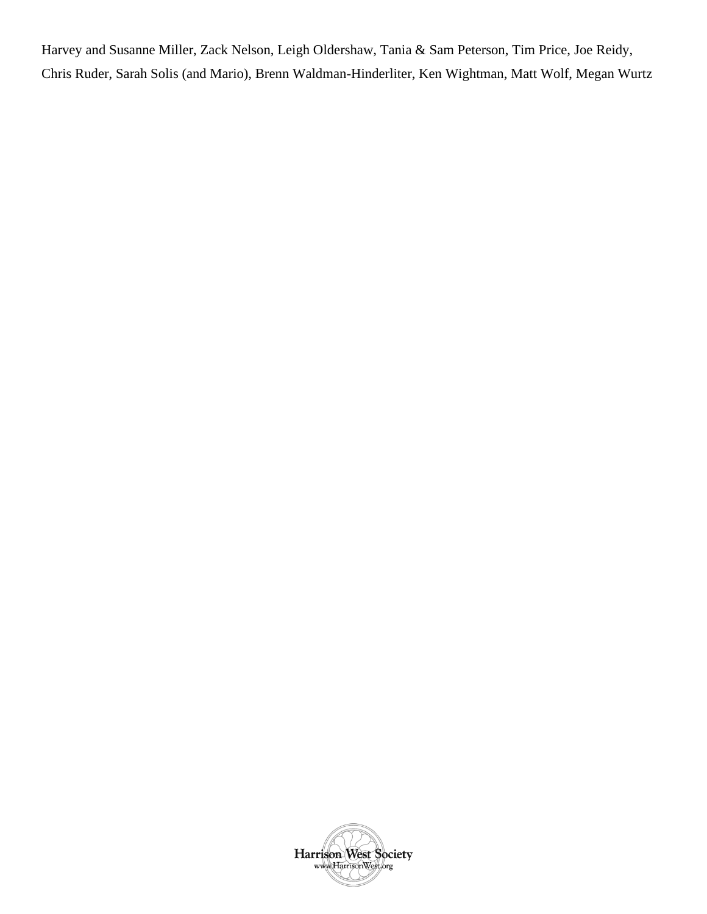Harvey and Susanne Miller, Zack Nelson, Leigh Oldershaw, Tania & Sam Peterson, Tim Price, Joe Reidy, Chris Ruder, Sarah Solis (and Mario), Brenn Waldman-Hinderliter, Ken Wightman, Matt Wolf, Megan Wurtz